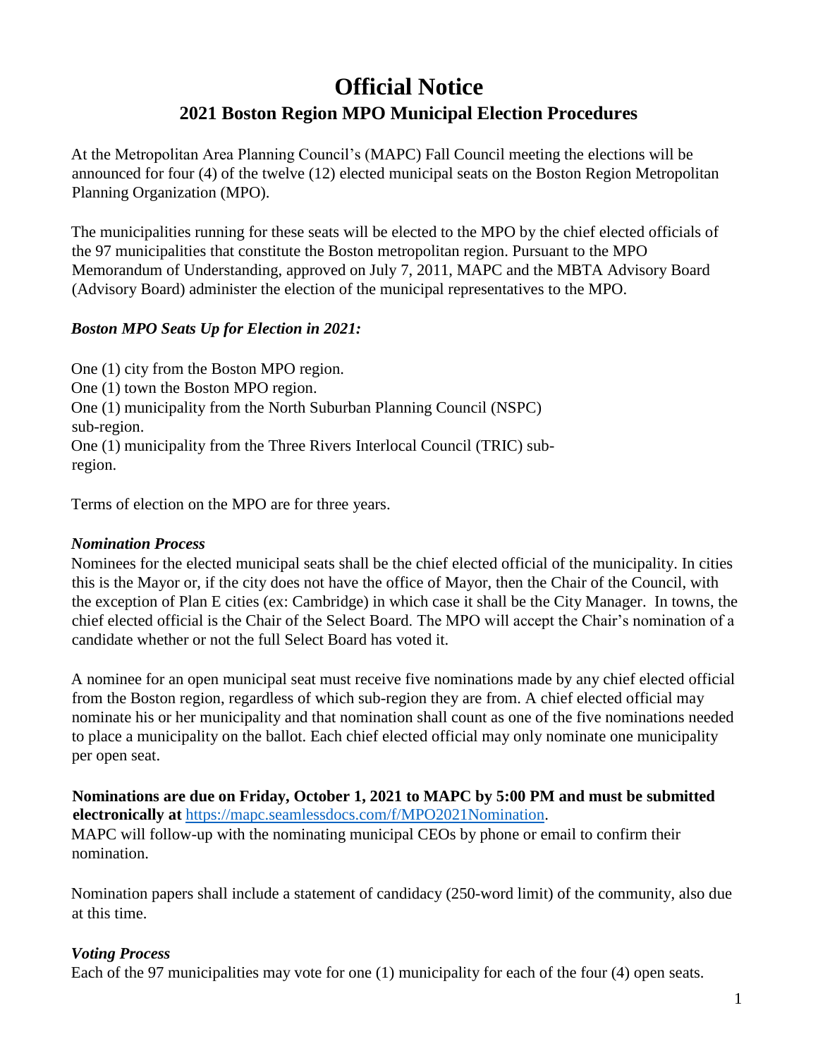# Official Notice

## 2021 Boston Region MPO Municipal Election Procedures

At the Metropolitan Area Planning Council's (MAPC) Fall Council meeting the elections will be announced for four (4) of the twelve (12) elected municipal seats on the Boston Region Metropolitan Planning Organization (MPO).

The municipalities running for these seats will be elected to the MPO by the chief elected officials of the 97 municipalities that constitute the Boston metropolitan region. Pursuant to the MPO Memorandum of Understanding, approved on July 7, 2011, MAPC and the MBTA Advisory Board (Advisory Board) administer the election of the municipal representatives to the MPO.

### *Boston MPO Seats Up for Election in 2021:*

One (1) city from the Boston MPO region.
One (1) town the Boston MPO region.
One (1) municipality from the North Suburban Planning Council (NSPC) sub-region.
One (1) municipality from the Three Rivers Interlocal Council (TRIC) sub-region.

Terms of election on the MPO are for three years.

### *Nomination Process*

Nominees for the elected municipal seats shall be the chief elected official of the municipality. In cities this is the Mayor or, if the city does not have the office of Mayor, then the Chair of the Council, with the exception of Plan E cities (ex: Cambridge) in which case it shall be the City Manager. In towns, the chief elected official is the Chair of the Select Board. The MPO will accept the Chair's nomination of a candidate whether or not the full Select Board has voted it.

A nominee for an open municipal seat must receive five nominations made by any chief elected official from the Boston region, regardless of which sub-region they are from. A chief elected official may nominate his or her municipality and that nomination shall count as one of the five nominations needed to place a municipality on the ballot. Each chief elected official may only nominate one municipality per open seat.

**Nominations are due on Friday, October 1, 2021 to MAPC by 5:00 PM and must be submitted electronically at** https://mapc.seamlessdocs.com/f/MPO2021Nomination.
MAPC will follow-up with the nominating municipal CEOs by phone or email to confirm their nomination.

Nomination papers shall include a statement of candidacy (250-word limit) of the community, also due at this time.

### *Voting Process*

Each of the 97 municipalities may vote for one (1) municipality for each of the four (4) open seats.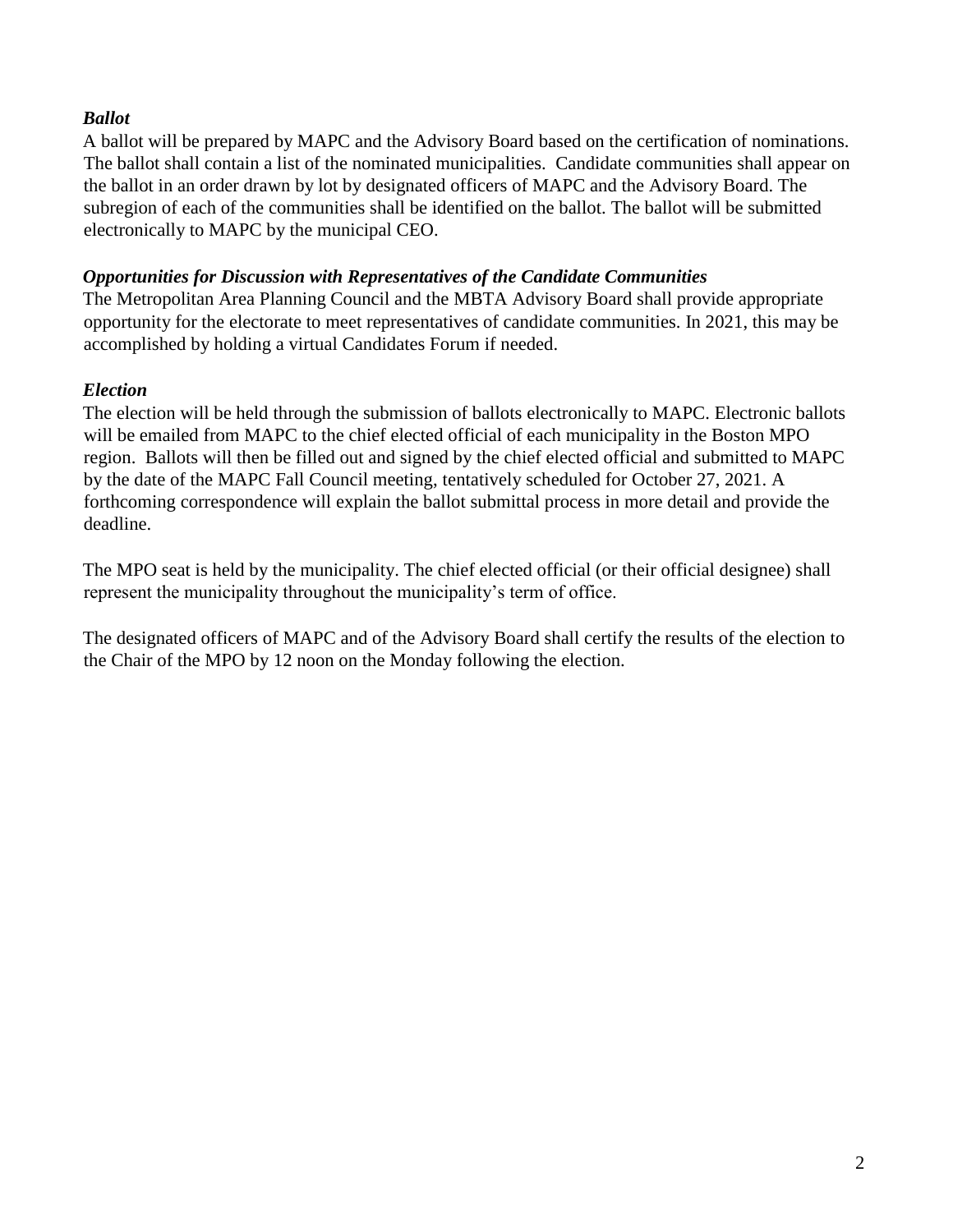*Ballot*

A ballot will be prepared by MAPC and the Advisory Board based on the certification of nominations. The ballot shall contain a list of the nominated municipalities. Candidate communities shall appear on the ballot in an order drawn by lot by designated officers of MAPC and the Advisory Board. The subregion of each of the communities shall be identified on the ballot. The ballot will be submitted electronically to MAPC by the municipal CEO.

*Opportunities for Discussion with Representatives of the Candidate Communities*

The Metropolitan Area Planning Council and the MBTA Advisory Board shall provide appropriate opportunity for the electorate to meet representatives of candidate communities. In 2021, this may be accomplished by holding a virtual Candidates Forum if needed.

*Election*

The election will be held through the submission of ballots electronically to MAPC. Electronic ballots will be emailed from MAPC to the chief elected official of each municipality in the Boston MPO region. Ballots will then be filled out and signed by the chief elected official and submitted to MAPC by the date of the MAPC Fall Council meeting, tentatively scheduled for October 27, 2021. A forthcoming correspondence will explain the ballot submittal process in more detail and provide the deadline.

The MPO seat is held by the municipality. The chief elected official (or their official designee) shall represent the municipality throughout the municipality's term of office.

The designated officers of MAPC and of the Advisory Board shall certify the results of the election to the Chair of the MPO by 12 noon on the Monday following the election.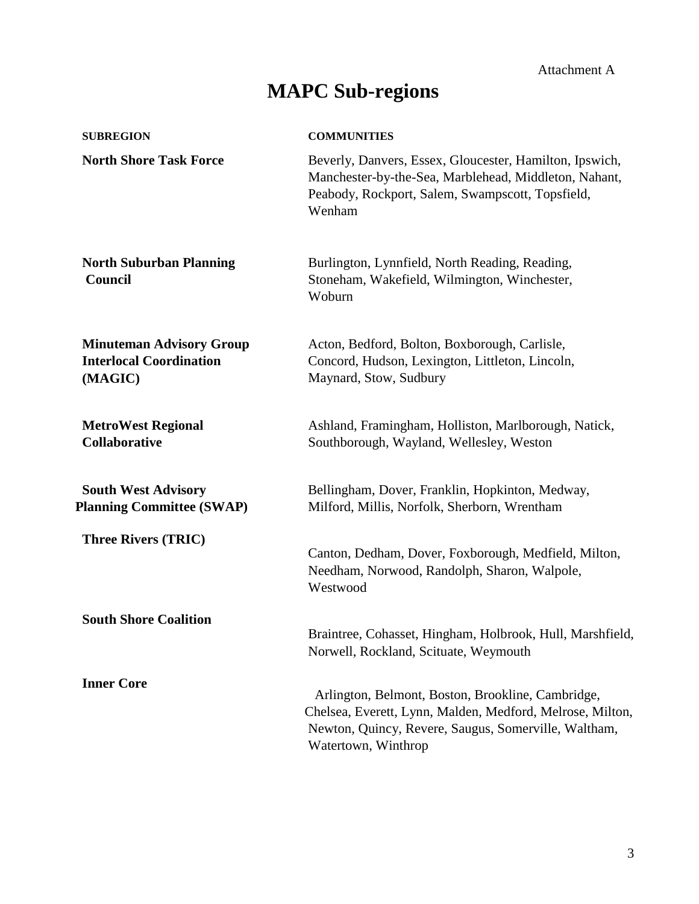Attachment A

# MAPC Sub-regions

| SUBREGION | COMMUNITIES |
| --- | --- |
| **North Shore Task Force** | Beverly, Danvers, Essex, Gloucester, Hamilton, Ipswich, Manchester-by-the-Sea, Marblehead, Middleton, Nahant, Peabody, Rockport, Salem, Swampscott, Topsfield, Wenham |
| **North Suburban Planning Council** | Burlington, Lynnfield, North Reading, Reading, Stoneham, Wakefield, Wilmington, Winchester, Woburn |
| **Minuteman Advisory Group Interlocal Coordination (MAGIC)** | Acton, Bedford, Bolton, Boxborough, Carlisle, Concord, Hudson, Lexington, Littleton, Lincoln, Maynard, Stow, Sudbury |
| **MetroWest Regional Collaborative** | Ashland, Framingham, Holliston, Marlborough, Natick, Southborough, Wayland, Wellesley, Weston |
| **South West Advisory Planning Committee (SWAP)** | Bellingham, Dover, Franklin, Hopkinton, Medway, Milford, Millis, Norfolk, Sherborn, Wrentham |
| **Three Rivers (TRIC)** | Canton, Dedham, Dover, Foxborough, Medfield, Milton, Needham, Norwood, Randolph, Sharon, Walpole, Westwood |
| **South Shore Coalition** | Braintree, Cohasset, Hingham, Holbrook, Hull, Marshfield, Norwell, Rockland, Scituate, Weymouth |
| **Inner Core** | Arlington, Belmont, Boston, Brookline, Cambridge, Chelsea, Everett, Lynn, Malden, Medford, Melrose, Milton, Newton, Quincy, Revere, Saugus, Somerville, Waltham, Watertown, Winthrop |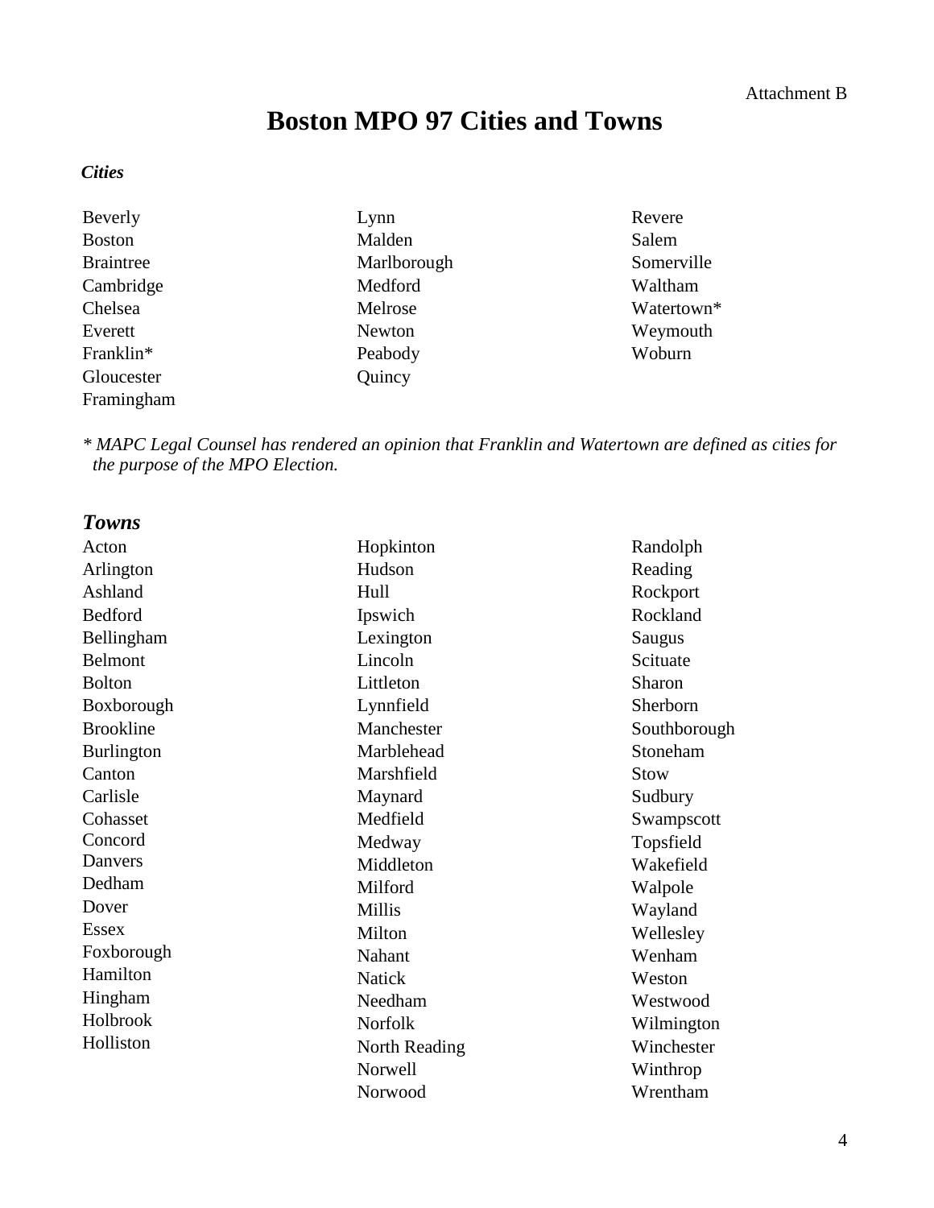Attachment B

# Boston MPO 97 Cities and Towns

***Cities***

Beverly
Boston
Braintree
Cambridge
Chelsea
Everett
Franklin*
Gloucester
Framingham
Lynn
Malden
Marlborough
Medford
Melrose
Newton
Peabody
Quincy
Revere
Salem
Somerville
Waltham
Watertown*
Weymouth
Woburn

*\* MAPC Legal Counsel has rendered an opinion that Franklin and Watertown are defined as cities for the purpose of the MPO Election.*

## ***Towns***

Acton
Arlington
Ashland
Bedford
Bellingham
Belmont
Bolton
Boxborough
Brookline
Burlington
Canton
Carlisle
Cohasset
Concord
Danvers
Dedham
Dover
Essex
Foxborough
Hamilton
Hingham
Holbrook
Holliston
Hopkinton
Hudson
Hull
Ipswich
Lexington
Lincoln
Littleton
Lynnfield
Manchester
Marblehead
Marshfield
Maynard
Medfield
Medway
Middleton
Milford
Millis
Milton
Nahant
Natick
Needham
Norfolk
North Reading
Norwell
Norwood
Randolph
Reading
Rockport
Rockland
Saugus
Scituate
Sharon
Sherborn
Southborough
Stoneham
Stow
Sudbury
Swampscott
Topsfield
Wakefield
Walpole
Wayland
Wellesley
Wenham
Weston
Westwood
Wilmington
Winchester
Winthrop
Wrentham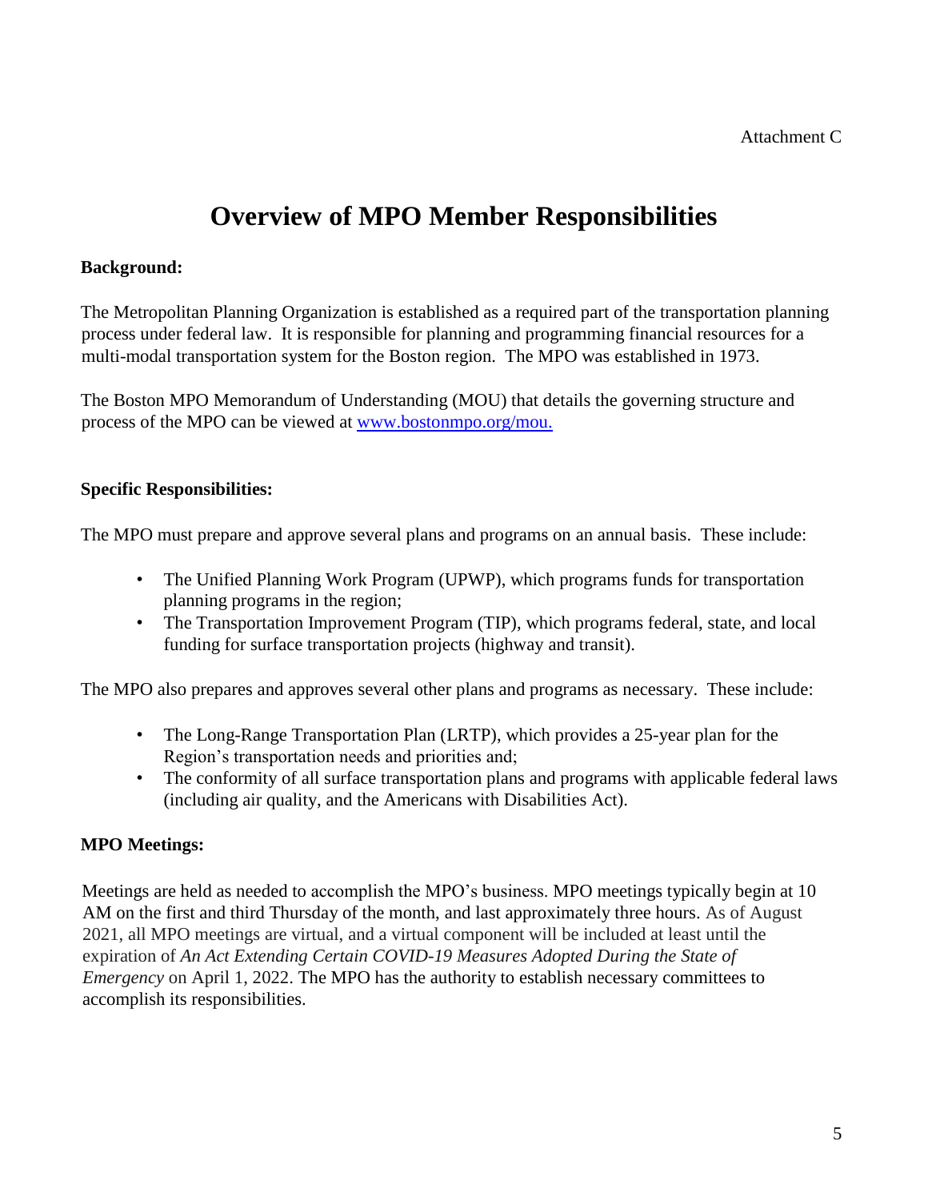Attachment C

# Overview of MPO Member Responsibilities

**Background:**

The Metropolitan Planning Organization is established as a required part of the transportation planning process under federal law. It is responsible for planning and programming financial resources for a multi-modal transportation system for the Boston region. The MPO was established in 1973.

The Boston MPO Memorandum of Understanding (MOU) that details the governing structure and process of the MPO can be viewed at [www.bostonmpo.org/mou.](www.bostonmpo.org/mou)

**Specific Responsibilities:**

The MPO must prepare and approve several plans and programs on an annual basis. These include:

- The Unified Planning Work Program (UPWP), which programs funds for transportation planning programs in the region;
- The Transportation Improvement Program (TIP), which programs federal, state, and local funding for surface transportation projects (highway and transit).

The MPO also prepares and approves several other plans and programs as necessary. These include:

- The Long-Range Transportation Plan (LRTP), which provides a 25-year plan for the Region's transportation needs and priorities and;
- The conformity of all surface transportation plans and programs with applicable federal laws (including air quality, and the Americans with Disabilities Act).

**MPO Meetings:**

Meetings are held as needed to accomplish the MPO's business. MPO meetings typically begin at 10 AM on the first and third Thursday of the month, and last approximately three hours. As of August 2021, all MPO meetings are virtual, and a virtual component will be included at least until the expiration of *An Act Extending Certain COVID-19 Measures Adopted During the State of Emergency* on April 1, 2022. The MPO has the authority to establish necessary committees to accomplish its responsibilities.